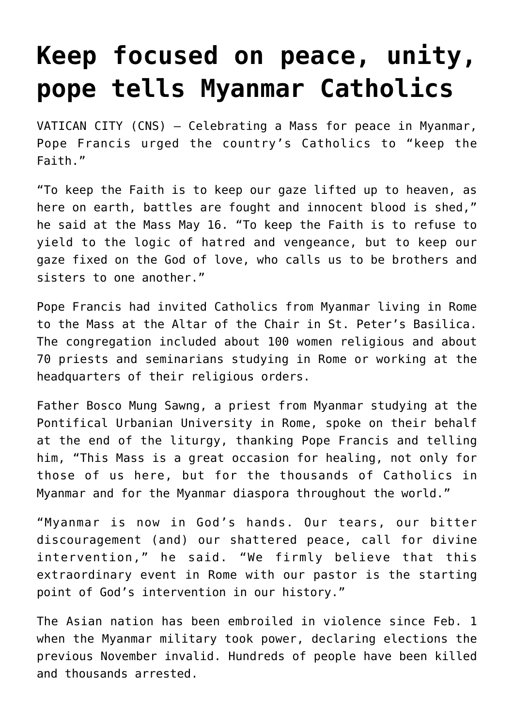# Keep focused on peace, unity, pope tells Myanmar Catholics

VATICAN CITY (CNS) — Celebrating a Mass for peace in Myanmar, Pope Francis urged the country's Catholics to "keep the Faith."

"To keep the Faith is to keep our gaze lifted up to heaven, as here on earth, battles are fought and innocent blood is shed," he said at the Mass May 16. "To keep the Faith is to refuse to yield to the logic of hatred and vengeance, but to keep our gaze fixed on the God of love, who calls us to be brothers and sisters to one another."

Pope Francis had invited Catholics from Myanmar living in Rome to the Mass at the Altar of the Chair in St. Peter's Basilica. The congregation included about 100 women religious and about 70 priests and seminarians studying in Rome or working at the headquarters of their religious orders.

Father Bosco Mung Sawng, a priest from Myanmar studying at the Pontifical Urbanian University in Rome, spoke on their behalf at the end of the liturgy, thanking Pope Francis and telling him, "This Mass is a great occasion for healing, not only for those of us here, but for the thousands of Catholics in Myanmar and for the Myanmar diaspora throughout the world."

"Myanmar is now in God's hands. Our tears, our bitter discouragement (and) our shattered peace, call for divine intervention," he said. "We firmly believe that this extraordinary event in Rome with our pastor is the starting point of God's intervention in our history."

The Asian nation has been embroiled in violence since Feb. 1 when the Myanmar military took power, declaring elections the previous November invalid. Hundreds of people have been killed and thousands arrested.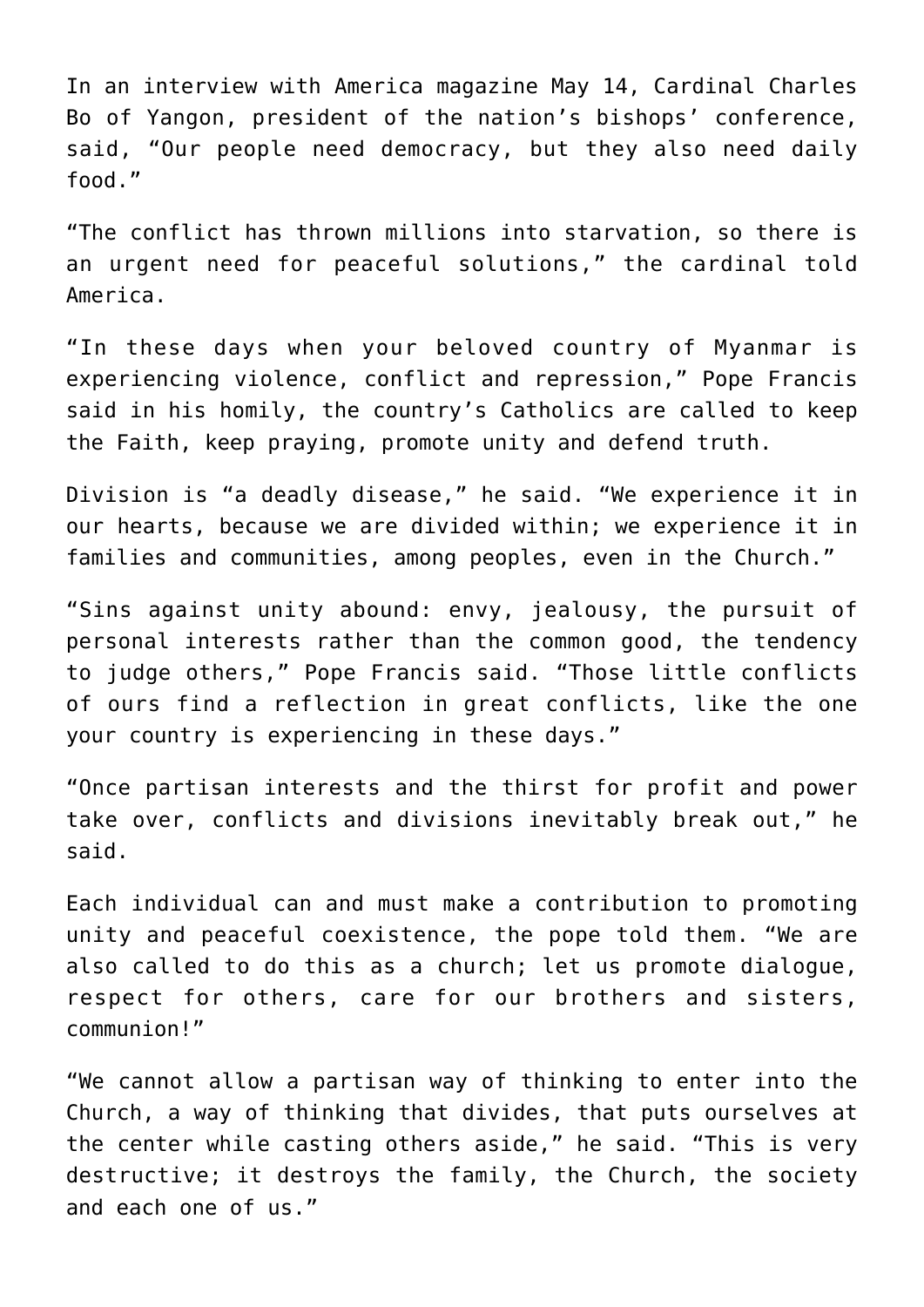In an interview with America magazine May 14, Cardinal Charles Bo of Yangon, president of the nation's bishops' conference, said, "Our people need democracy, but they also need daily food."

"The conflict has thrown millions into starvation, so there is an urgent need for peaceful solutions," the cardinal told America.

"In these days when your beloved country of Myanmar is experiencing violence, conflict and repression," Pope Francis said in his homily, the country's Catholics are called to keep the Faith, keep praying, promote unity and defend truth.

Division is "a deadly disease," he said. "We experience it in our hearts, because we are divided within; we experience it in families and communities, among peoples, even in the Church."

"Sins against unity abound: envy, jealousy, the pursuit of personal interests rather than the common good, the tendency to judge others," Pope Francis said. "Those little conflicts of ours find a reflection in great conflicts, like the one your country is experiencing in these days."

"Once partisan interests and the thirst for profit and power take over, conflicts and divisions inevitably break out," he said.

Each individual can and must make a contribution to promoting unity and peaceful coexistence, the pope told them. "We are also called to do this as a church; let us promote dialogue, respect for others, care for our brothers and sisters, communion!"

"We cannot allow a partisan way of thinking to enter into the Church, a way of thinking that divides, that puts ourselves at the center while casting others aside," he said. "This is very destructive; it destroys the family, the Church, the society and each one of us."